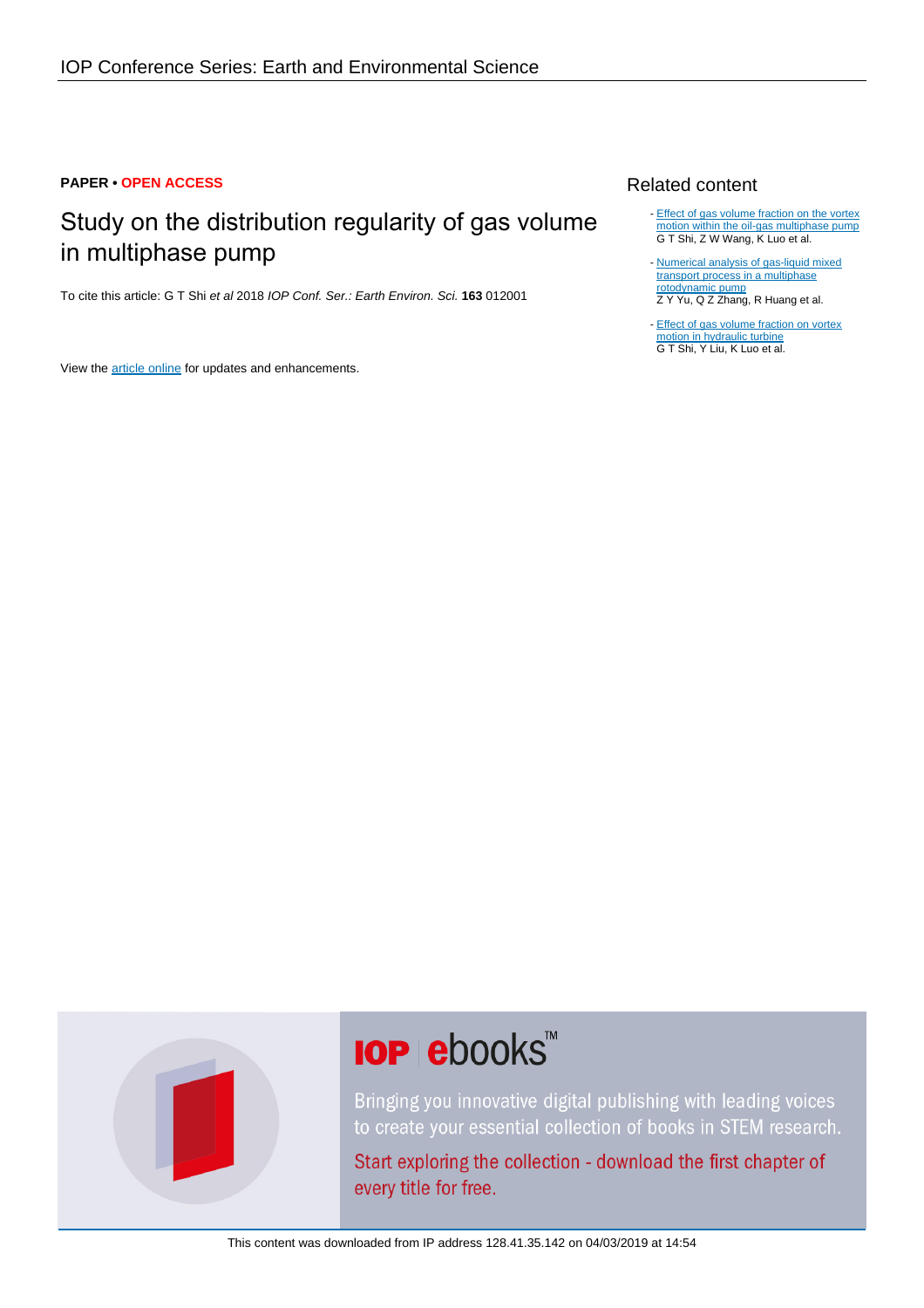**PAPER • OPEN ACCESS**

# Study on the distribution regularity of gas volume in multiphase pump

To cite this article: G T Shi *et al* 2018 *IOP Conf. Ser.: Earth Environ. Sci.* **163** 012001

View the article online for updates and enhancements.

## Related content

- Effect of gas volume fraction on the vortex motion within the oil-gas multiphase pump
  G T Shi, Z W Wang, K Luo et al.
- Numerical analysis of gas-liquid mixed transport process in a multiphase rotodynamic pump
  Z Y Yu, Q Z Zhang, R Huang et al.
- Effect of gas volume fraction on vortex motion in hydraulic turbine
  G T Shi, Y Liu, K Luo et al.

IOP ebooks™

Bringing you innovative digital publishing with leading voices to create your essential collection of books in STEM research.

Start exploring the collection - download the first chapter of every title for free.

This content was downloaded from IP address 128.41.35.142 on 04/03/2019 at 14:54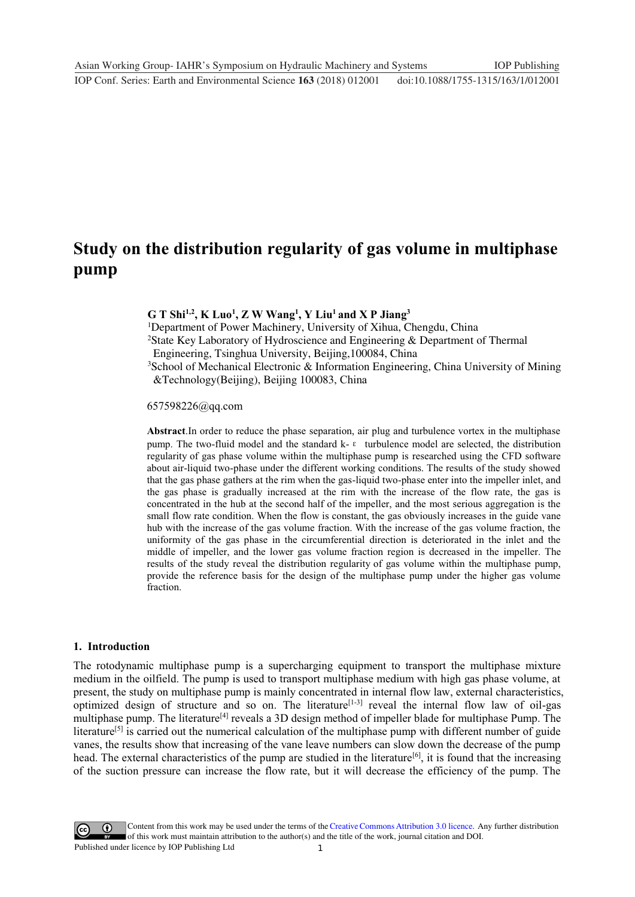# Study on the distribution regularity of gas volume in multiphase pump

**G T Shi[1,2], K Luo[1], Z W Wang[1], Y Liu[1] and X P Jiang[3]**

[1]Department of Power Machinery, University of Xihua, Chengdu, China

[2]State Key Laboratory of Hydroscience and Engineering & Department of Thermal Engineering, Tsinghua University, Beijing,100084, China

[3]School of Mechanical Electronic & Information Engineering, China University of Mining &Technology(Beijing), Beijing 100083, China

657598226@qq.com

**Abstract**.In order to reduce the phase separation, air plug and turbulence vortex in the multiphase pump. The two-fluid model and the standard k- ε turbulence model are selected, the distribution regularity of gas phase volume within the multiphase pump is researched using the CFD software about air-liquid two-phase under the different working conditions. The results of the study showed that the gas phase gathers at the rim when the gas-liquid two-phase enter into the impeller inlet, and the gas phase is gradually increased at the rim with the increase of the flow rate, the gas is concentrated in the hub at the second half of the impeller, and the most serious aggregation is the small flow rate condition. When the flow is constant, the gas obviously increases in the guide vane hub with the increase of the gas volume fraction. With the increase of the gas volume fraction, the uniformity of the gas phase in the circumferential direction is deteriorated in the inlet and the middle of impeller, and the lower gas volume fraction region is decreased in the impeller. The results of the study reveal the distribution regularity of gas volume within the multiphase pump, provide the reference basis for the design of the multiphase pump under the higher gas volume fraction.

## 1. Introduction

The rotodynamic multiphase pump is a supercharging equipment to transport the multiphase mixture medium in the oilfield. The pump is used to transport multiphase medium with high gas phase volume, at present, the study on multiphase pump is mainly concentrated in internal flow law, external characteristics, optimized design of structure and so on. The literature[1-3] reveal the internal flow law of oil-gas multiphase pump. The literature[4] reveals a 3D design method of impeller blade for multiphase Pump. The literature[5] is carried out the numerical calculation of the multiphase pump with different number of guide vanes, the results show that increasing of the vane leave numbers can slow down the decrease of the pump head. The external characteristics of the pump are studied in the literature[6], it is found that the increasing of the suction pressure can increase the flow rate, but it will decrease the efficiency of the pump. The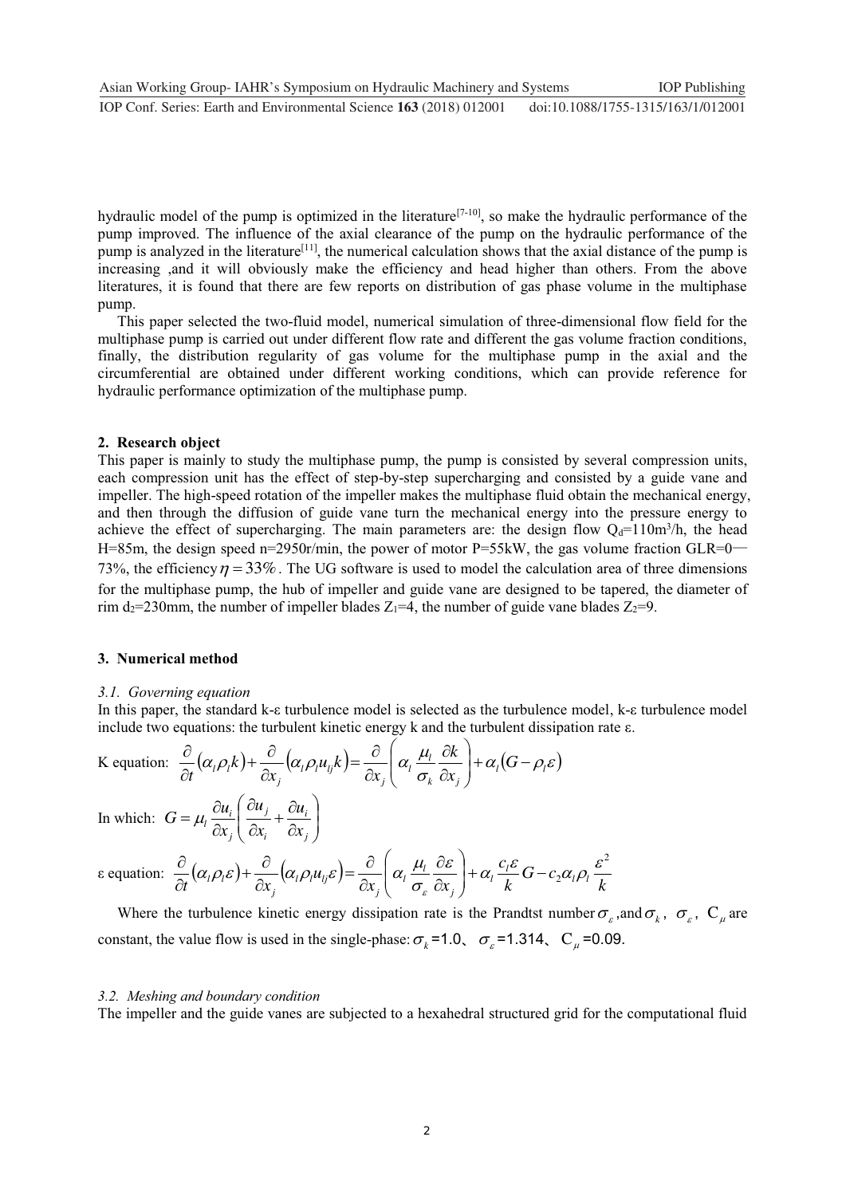hydraulic model of the pump is optimized in the literature[7-10], so make the hydraulic performance of the pump improved. The influence of the axial clearance of the pump on the hydraulic performance of the pump is analyzed in the literature[11], the numerical calculation shows that the axial distance of the pump is increasing ,and it will obviously make the efficiency and head higher than others. From the above literatures, it is found that there are few reports on distribution of gas phase volume in the multiphase pump.

This paper selected the two-fluid model, numerical simulation of three-dimensional flow field for the multiphase pump is carried out under different flow rate and different the gas volume fraction conditions, finally, the distribution regularity of gas volume for the multiphase pump in the axial and the circumferential are obtained under different working conditions, which can provide reference for hydraulic performance optimization of the multiphase pump.

## 2. Research object

This paper is mainly to study the multiphase pump, the pump is consisted by several compression units, each compression unit has the effect of step-by-step supercharging and consisted by a guide vane and impeller. The high-speed rotation of the impeller makes the multiphase fluid obtain the mechanical energy, and then through the diffusion of guide vane turn the mechanical energy into the pressure energy to achieve the effect of supercharging. The main parameters are: the design flow $Q_d$=110m$^3$/h, the head H=85m, the design speed n=2950r/min, the power of motor P=55kW, the gas volume fraction GLR=0—73%, the efficiency $\eta = 33\%$. The UG software is used to model the calculation area of three dimensions for the multiphase pump, the hub of impeller and guide vane are designed to be tapered, the diameter of rim $d_2$=230mm, the number of impeller blades $Z_1$=4, the number of guide vane blades $Z_2$=9.

## 3. Numerical method

### *3.1. Governing equation*

In this paper, the standard k-ε turbulence model is selected as the turbulence model, k-ε turbulence model include two equations: the turbulent kinetic energy k and the turbulent dissipation rate ε.

K equation: $$\frac{\partial}{\partial t}(\alpha_l \rho_l k) + \frac{\partial}{\partial x_j}(\alpha_l \rho_l u_{lj} k) = \frac{\partial}{\partial x_j}\left(\alpha_l \frac{\mu_l}{\sigma_k}\frac{\partial k}{\partial x_j}\right) + \alpha_l (G - \rho_l \varepsilon)$$

In which: $$G = \mu_l \frac{\partial u_i}{\partial x_j}\left(\frac{\partial u_j}{\partial x_i} + \frac{\partial u_i}{\partial x_j}\right)$$

ε equation: $$\frac{\partial}{\partial t}(\alpha_l \rho_l \varepsilon) + \frac{\partial}{\partial x_j}(\alpha_l \rho_l u_{lj} \varepsilon) = \frac{\partial}{\partial x_j}\left(\alpha_l \frac{\mu_l}{\sigma_\varepsilon}\frac{\partial \varepsilon}{\partial x_j}\right) + \alpha_l \frac{c_l \varepsilon}{k} G - c_2 \alpha_l \rho_l \frac{\varepsilon^2}{k}$$

Where the turbulence kinetic energy dissipation rate is the Prandtst number $\sigma_\varepsilon$ ,and $\sigma_k$，$\sigma_\varepsilon$，$C_\mu$ are constant, the value flow is used in the single-phase: $\sigma_k$=1.0、$\sigma_\varepsilon$=1.314、$C_\mu$=0.09.

### *3.2. Meshing and boundary condition*

The impeller and the guide vanes are subjected to a hexahedral structured grid for the computational fluid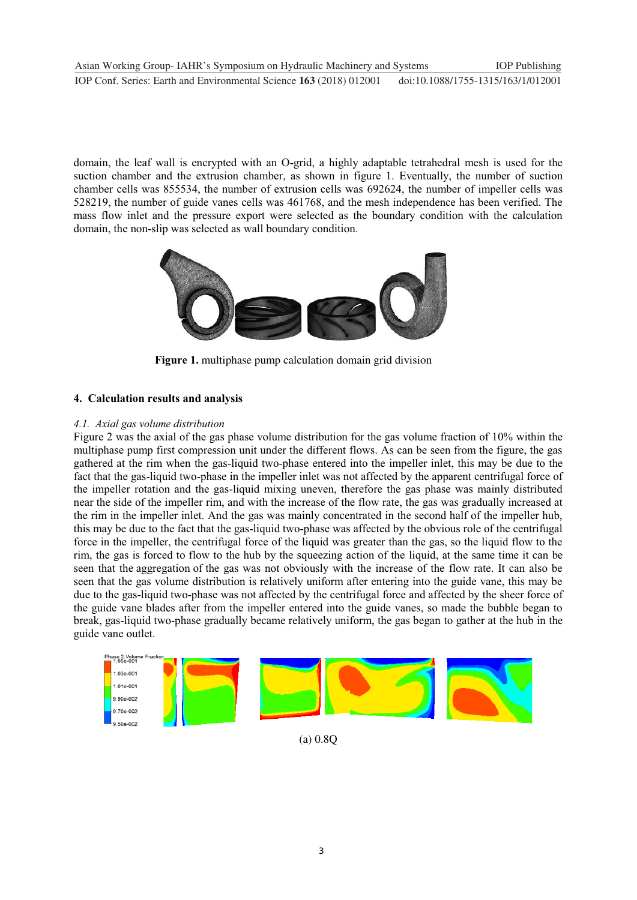domain, the leaf wall is encrypted with an O-grid, a highly adaptable tetrahedral mesh is used for the suction chamber and the extrusion chamber, as shown in figure 1. Eventually, the number of suction chamber cells was 855534, the number of extrusion cells was 692624, the number of impeller cells was 528219, the number of guide vanes cells was 461768, and the mesh independence has been verified. The mass flow inlet and the pressure export were selected as the boundary condition with the calculation domain, the non-slip was selected as wall boundary condition.

**Figure 1.** multiphase pump calculation domain grid division

## 4. Calculation results and analysis

### *4.1. Axial gas volume distribution*

Figure 2 was the axial of the gas phase volume distribution for the gas volume fraction of 10% within the multiphase pump first compression unit under the different flows. As can be seen from the figure, the gas gathered at the rim when the gas-liquid two-phase entered into the impeller inlet, this may be due to the fact that the gas-liquid two-phase in the impeller inlet was not affected by the apparent centrifugal force of the impeller rotation and the gas-liquid mixing uneven, therefore the gas phase was mainly distributed near the side of the impeller rim, and with the increase of the flow rate, the gas was gradually increased at the rim in the impeller inlet. And the gas was mainly concentrated in the second half of the impeller hub, this may be due to the fact that the gas-liquid two-phase was affected by the obvious role of the centrifugal force in the impeller, the centrifugal force of the liquid was greater than the gas, so the liquid flow to the rim, the gas is forced to flow to the hub by the squeezing action of the liquid, at the same time it can be seen that the aggregation of the gas was not obviously with the increase of the flow rate. It can also be seen that the gas volume distribution is relatively uniform after entering into the guide vane, this may be due to the gas-liquid two-phase was not affected by the centrifugal force and affected by the sheer force of the guide vane blades after from the impeller entered into the guide vanes, so made the bubble began to break, gas-liquid two-phase gradually became relatively uniform, the gas began to gather at the hub in the guide vane outlet.

(a) 0.8Q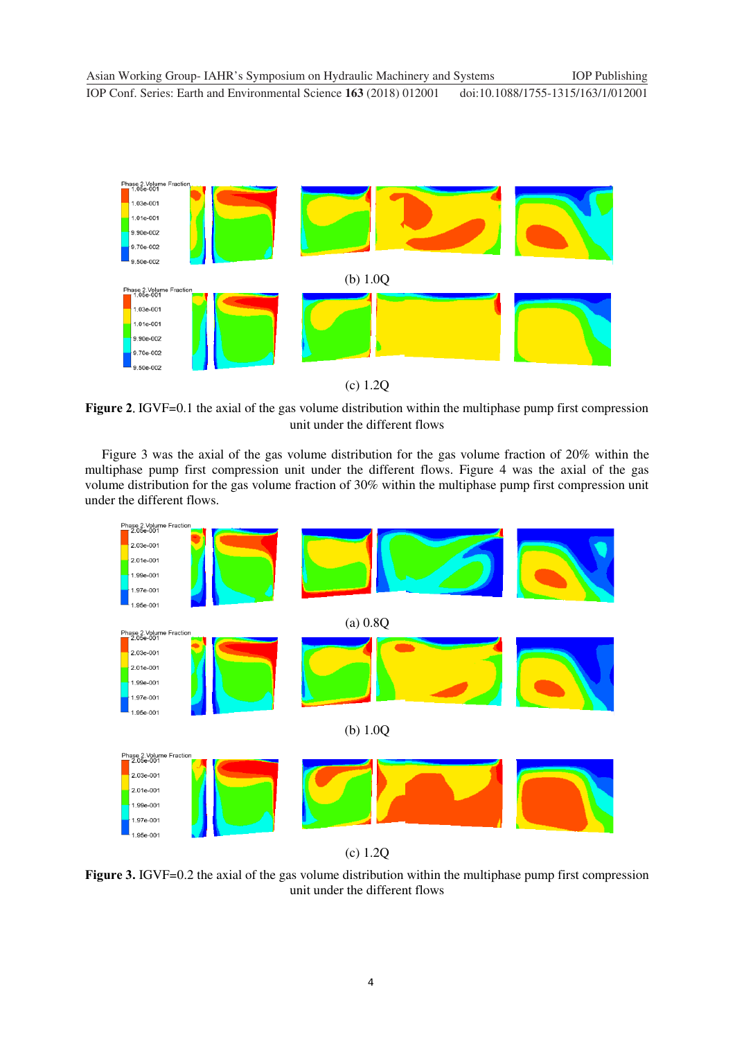(b) 1.0Q

(c) 1.2Q

**Figure 2**. IGVF=0.1 the axial of the gas volume distribution within the multiphase pump first compression unit under the different flows

Figure 3 was the axial of the gas volume distribution for the gas volume fraction of 20% within the multiphase pump first compression unit under the different flows. Figure 4 was the axial of the gas volume distribution for the gas volume fraction of 30% within the multiphase pump first compression unit under the different flows.

(a) 0.8Q

(b) 1.0Q

(c) 1.2Q

**Figure 3.** IGVF=0.2 the axial of the gas volume distribution within the multiphase pump first compression unit under the different flows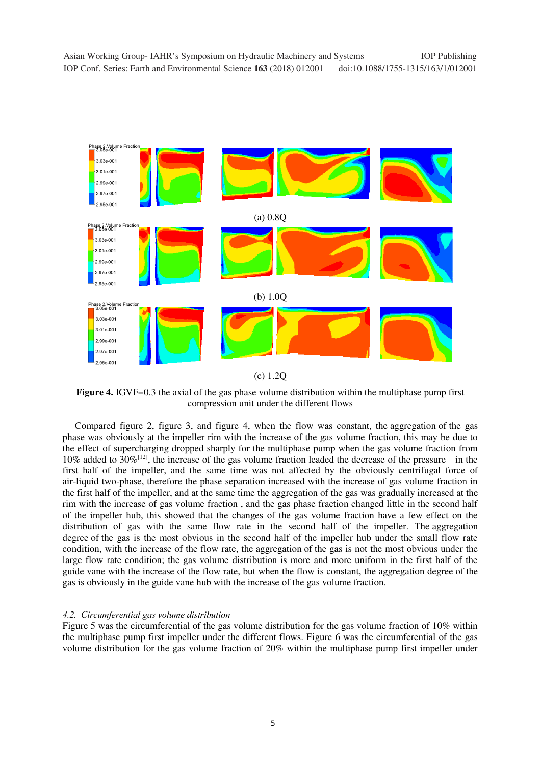(a) 0.8Q

(b) 1.0Q

(c) 1.2Q

**Figure 4.** IGVF=0.3 the axial of the gas phase volume distribution within the multiphase pump first compression unit under the different flows

Compared figure 2, figure 3, and figure 4, when the flow was constant, the aggregation of the gas phase was obviously at the impeller rim with the increase of the gas volume fraction, this may be due to the effect of supercharging dropped sharply for the multiphase pump when the gas volume fraction from 10% added to 30%[12], the increase of the gas volume fraction leaded the decrease of the pressure in the first half of the impeller, and the same time was not affected by the obviously centrifugal force of air-liquid two-phase, therefore the phase separation increased with the increase of gas volume fraction in the first half of the impeller, and at the same time the aggregation of the gas was gradually increased at the rim with the increase of gas volume fraction , and the gas phase fraction changed little in the second half of the impeller hub, this showed that the changes of the gas volume fraction have a few effect on the distribution of gas with the same flow rate in the second half of the impeller. The aggregation degree of the gas is the most obvious in the second half of the impeller hub under the small flow rate condition, with the increase of the flow rate, the aggregation of the gas is not the most obvious under the large flow rate condition; the gas volume distribution is more and more uniform in the first half of the guide vane with the increase of the flow rate, but when the flow is constant, the aggregation degree of the gas is obviously in the guide vane hub with the increase of the gas volume fraction.

### 4.2. *Circumferential gas volume distribution*

Figure 5 was the circumferential of the gas volume distribution for the gas volume fraction of 10% within the multiphase pump first impeller under the different flows. Figure 6 was the circumferential of the gas volume distribution for the gas volume fraction of 20% within the multiphase pump first impeller under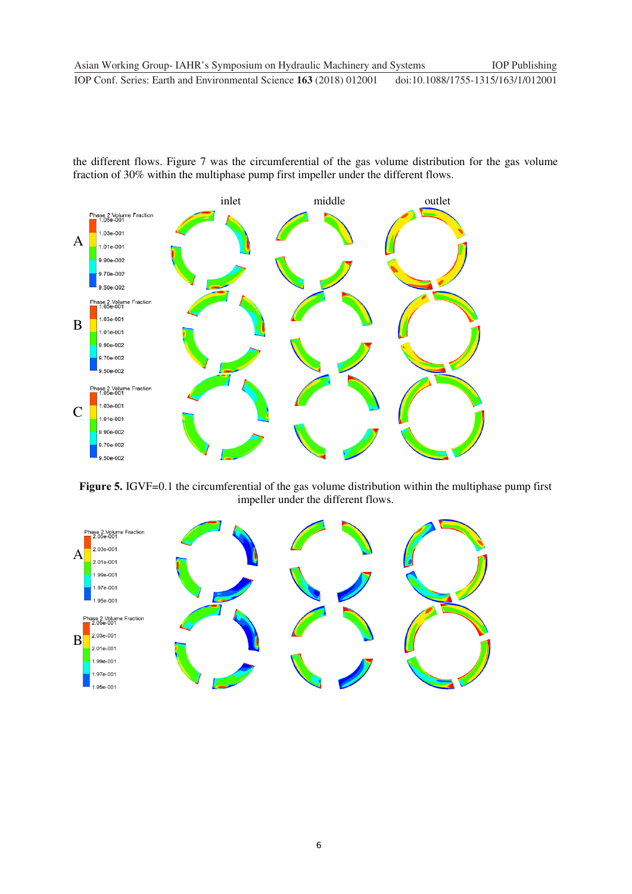the different flows. Figure 7 was the circumferential of the gas volume distribution for the gas volume fraction of 30% within the multiphase pump first impeller under the different flows.

**Figure 5.** IGVF=0.1 the circumferential of the gas volume distribution within the multiphase pump first impeller under the different flows.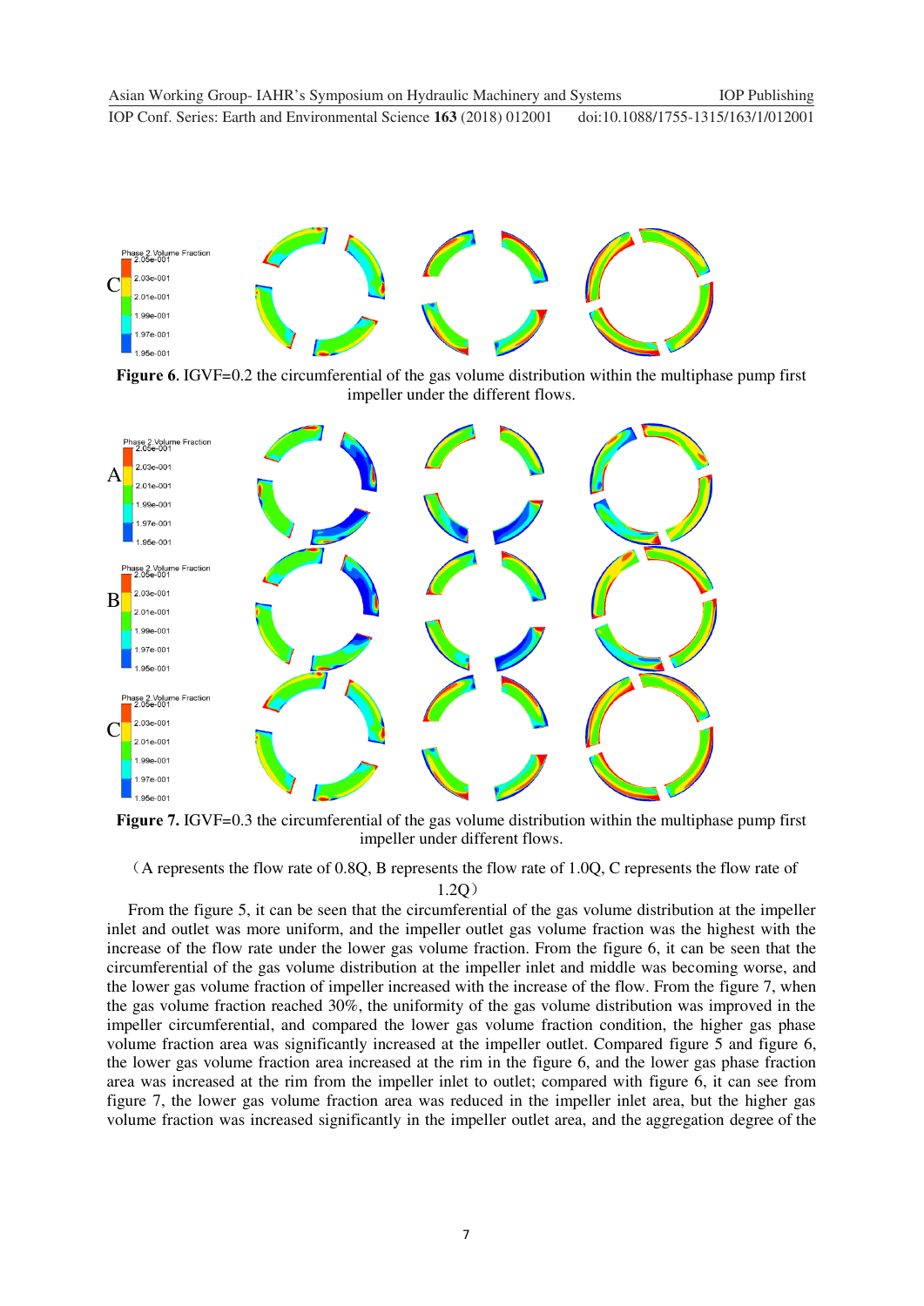**Figure 6.** IGVF=0.2 the circumferential of the gas volume distribution within the multiphase pump first impeller under the different flows.

**Figure 7.** IGVF=0.3 the circumferential of the gas volume distribution within the multiphase pump first impeller under different flows.

（A represents the flow rate of 0.8Q, B represents the flow rate of 1.0Q, C represents the flow rate of 1.2Q）

From the figure 5, it can be seen that the circumferential of the gas volume distribution at the impeller inlet and outlet was more uniform, and the impeller outlet gas volume fraction was the highest with the increase of the flow rate under the lower gas volume fraction. From the figure 6, it can be seen that the circumferential of the gas volume distribution at the impeller inlet and middle was becoming worse, and the lower gas volume fraction of impeller increased with the increase of the flow. From the figure 7, when the gas volume fraction reached 30%, the uniformity of the gas volume distribution was improved in the impeller circumferential, and compared the lower gas volume fraction condition, the higher gas phase volume fraction area was significantly increased at the impeller outlet. Compared figure 5 and figure 6, the lower gas volume fraction area increased at the rim in the figure 6, and the lower gas phase fraction area was increased at the rim from the impeller inlet to outlet; compared with figure 6, it can see from figure 7, the lower gas volume fraction area was reduced in the impeller inlet area, but the higher gas volume fraction was increased significantly in the impeller outlet area, and the aggregation degree of the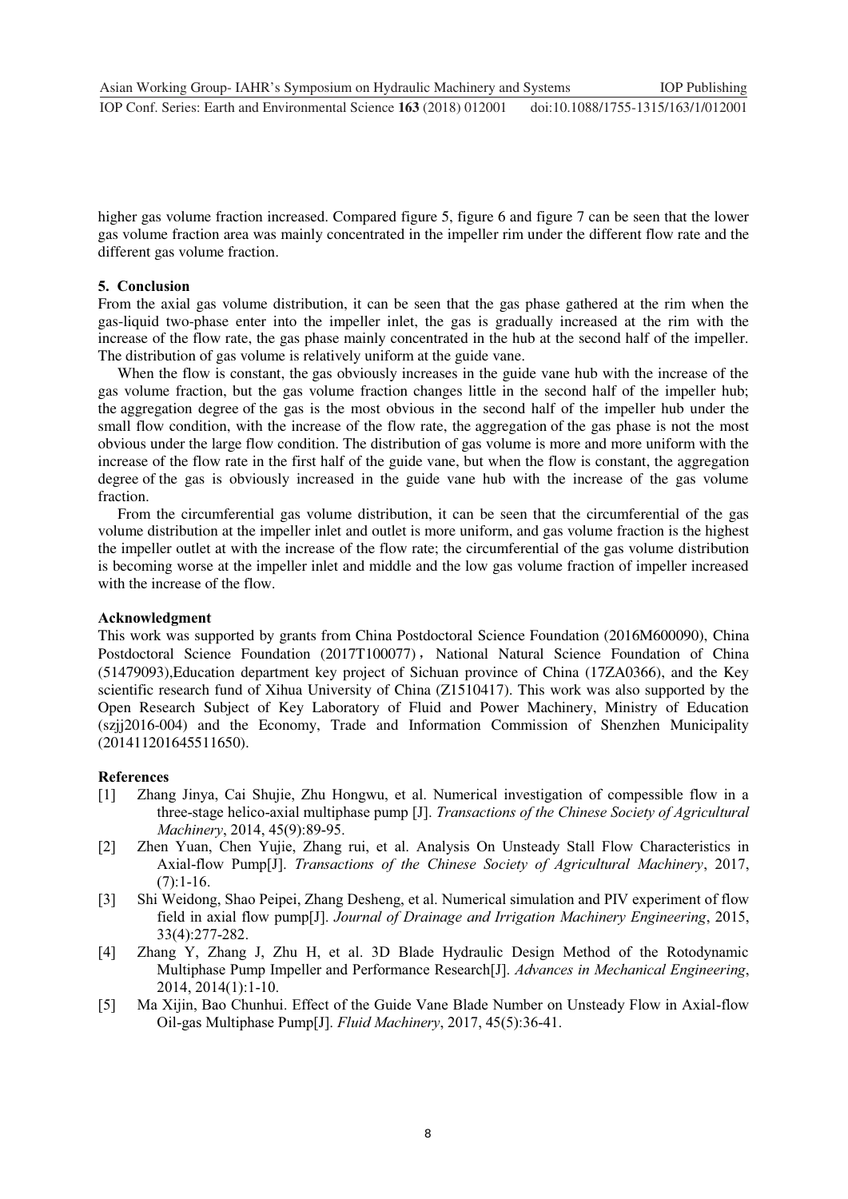higher gas volume fraction increased. Compared figure 5, figure 6 and figure 7 can be seen that the lower gas volume fraction area was mainly concentrated in the impeller rim under the different flow rate and the different gas volume fraction.

## 5. Conclusion

From the axial gas volume distribution, it can be seen that the gas phase gathered at the rim when the gas-liquid two-phase enter into the impeller inlet, the gas is gradually increased at the rim with the increase of the flow rate, the gas phase mainly concentrated in the hub at the second half of the impeller. The distribution of gas volume is relatively uniform at the guide vane.

When the flow is constant, the gas obviously increases in the guide vane hub with the increase of the gas volume fraction, but the gas volume fraction changes little in the second half of the impeller hub; the aggregation degree of the gas is the most obvious in the second half of the impeller hub under the small flow condition, with the increase of the flow rate, the aggregation of the gas phase is not the most obvious under the large flow condition. The distribution of gas volume is more and more uniform with the increase of the flow rate in the first half of the guide vane, but when the flow is constant, the aggregation degree of the gas is obviously increased in the guide vane hub with the increase of the gas volume fraction.

From the circumferential gas volume distribution, it can be seen that the circumferential of the gas volume distribution at the impeller inlet and outlet is more uniform, and gas volume fraction is the highest the impeller outlet at with the increase of the flow rate; the circumferential of the gas volume distribution is becoming worse at the impeller inlet and middle and the low gas volume fraction of impeller increased with the increase of the flow.

## Acknowledgment

This work was supported by grants from China Postdoctoral Science Foundation (2016M600090), China Postdoctoral Science Foundation (2017T100077)，National Natural Science Foundation of China (51479093),Education department key project of Sichuan province of China (17ZA0366), and the Key scientific research fund of Xihua University of China (Z1510417). This work was also supported by the Open Research Subject of Key Laboratory of Fluid and Power Machinery, Ministry of Education (szjj2016-004) and the Economy, Trade and Information Commission of Shenzhen Municipality (201411201645511650).

## References

[1] Zhang Jinya, Cai Shujie, Zhu Hongwu, et al. Numerical investigation of compessible flow in a three-stage helico-axial multiphase pump [J]. *Transactions of the Chinese Society of Agricultural Machinery*, 2014, 45(9):89-95.

[2] Zhen Yuan, Chen Yujie, Zhang rui, et al. Analysis On Unsteady Stall Flow Characteristics in Axial-flow Pump[J]. *Transactions of the Chinese Society of Agricultural Machinery*, 2017, (7):1-16.

[3] Shi Weidong, Shao Peipei, Zhang Desheng, et al. Numerical simulation and PIV experiment of flow field in axial flow pump[J]. *Journal of Drainage and Irrigation Machinery Engineering*, 2015, 33(4):277-282.

[4] Zhang Y, Zhang J, Zhu H, et al. 3D Blade Hydraulic Design Method of the Rotodynamic Multiphase Pump Impeller and Performance Research[J]. *Advances in Mechanical Engineering*, 2014, 2014(1):1-10.

[5] Ma Xijin, Bao Chunhui. Effect of the Guide Vane Blade Number on Unsteady Flow in Axial-flow Oil-gas Multiphase Pump[J]. *Fluid Machinery*, 2017, 45(5):36-41.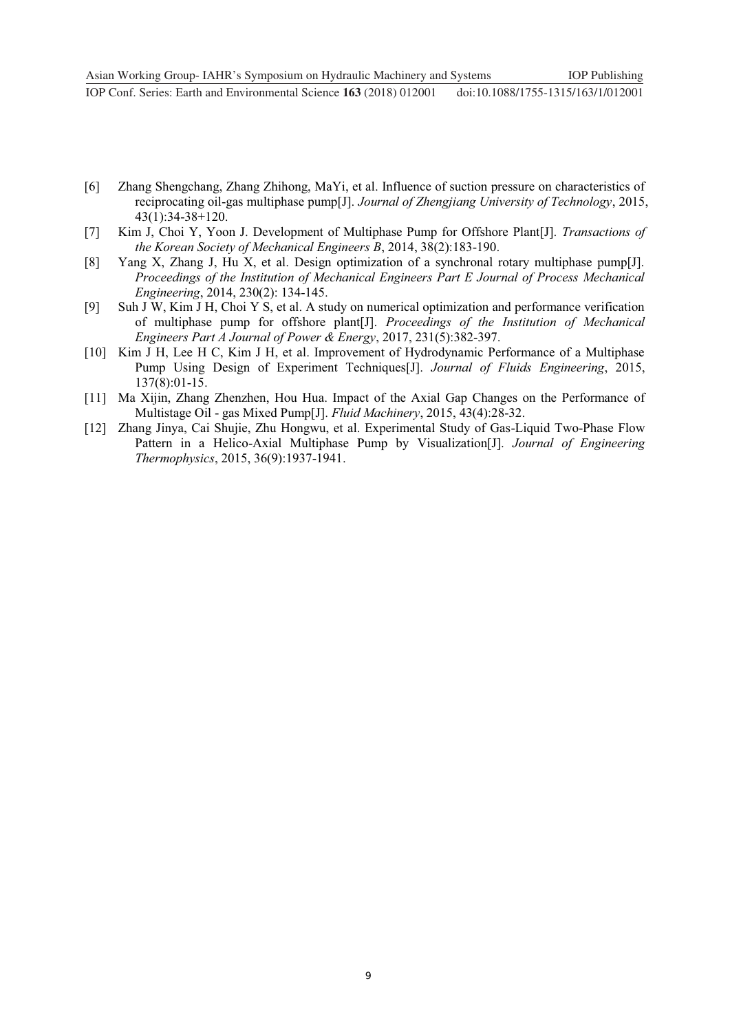[6] Zhang Shengchang, Zhang Zhihong, MaYi, et al. Influence of suction pressure on characteristics of reciprocating oil-gas multiphase pump[J]. *Journal of Zhengjiang University of Technology*, 2015, 43(1):34-38+120.

[7] Kim J, Choi Y, Yoon J. Development of Multiphase Pump for Offshore Plant[J]. *Transactions of the Korean Society of Mechanical Engineers B*, 2014, 38(2):183-190.

[8] Yang X, Zhang J, Hu X, et al. Design optimization of a synchronal rotary multiphase pump[J]. *Proceedings of the Institution of Mechanical Engineers Part E Journal of Process Mechanical Engineering*, 2014, 230(2): 134-145.

[9] Suh J W, Kim J H, Choi Y S, et al. A study on numerical optimization and performance verification of multiphase pump for offshore plant[J]. *Proceedings of the Institution of Mechanical Engineers Part A Journal of Power & Energy*, 2017, 231(5):382-397.

[10] Kim J H, Lee H C, Kim J H, et al. Improvement of Hydrodynamic Performance of a Multiphase Pump Using Design of Experiment Techniques[J]. *Journal of Fluids Engineering*, 2015, 137(8):01-15.

[11] Ma Xijin, Zhang Zhenzhen, Hou Hua. Impact of the Axial Gap Changes on the Performance of Multistage Oil - gas Mixed Pump[J]. *Fluid Machinery*, 2015, 43(4):28-32.

[12] Zhang Jinya, Cai Shujie, Zhu Hongwu, et al. Experimental Study of Gas-Liquid Two-Phase Flow Pattern in a Helico-Axial Multiphase Pump by Visualization[J]. *Journal of Engineering Thermophysics*, 2015, 36(9):1937-1941.